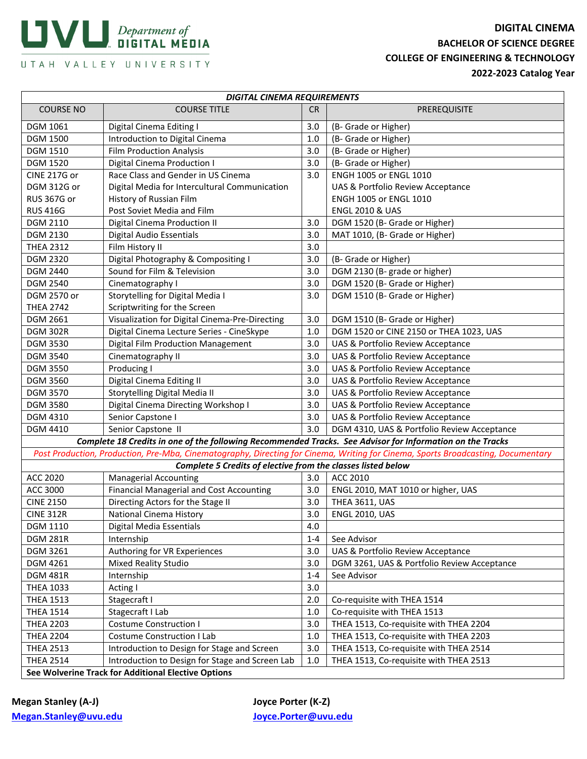UVU Department of DIGITAL MEDIA

UTAH VALLEY UNIVERSITY

**DIGITAL CINEMA**
**BACHELOR OF SCIENCE DEGREE**
**COLLEGE OF ENGINEERING & TECHNOLOGY**
**2022-2023 Catalog Year**

| ***DIGITAL CINEMA REQUIREMENTS*** | | | |
|---|---|---|---|
| COURSE NO | COURSE TITLE | CR | PREREQUISITE |
| DGM 1061 | Digital Cinema Editing I | 3.0 | (B- Grade or Higher) |
| DGM 1500 | Introduction to Digital Cinema | 1.0 | (B- Grade or Higher) |
| DGM 1510 | Film Production Analysis | 3.0 | (B- Grade or Higher) |
| DGM 1520 | Digital Cinema Production I | 3.0 | (B- Grade or Higher) |
| CINE 217G or<br>DGM 312G or<br>RUS 367G or<br>RUS 416G | Race Class and Gender in US Cinema<br>Digital Media for Intercultural Communication<br>History of Russian Film<br>Post Soviet Media and Film | 3.0 | ENGH 1005 or ENGL 1010<br>UAS & Portfolio Review Acceptance<br>ENGH 1005 or ENGL 1010<br>ENGL 2010 & UAS |
| DGM 2110 | Digital Cinema Production II | 3.0 | DGM 1520 (B- Grade or Higher) |
| DGM 2130 | Digital Audio Essentials | 3.0 | MAT 1010, (B- Grade or Higher) |
| THEA 2312 | Film History II | 3.0 | |
| DGM 2320 | Digital Photography & Compositing I | 3.0 | (B- Grade or Higher) |
| DGM 2440 | Sound for Film & Television | 3.0 | DGM 2130 (B- grade or higher) |
| DGM 2540 | Cinematography I | 3.0 | DGM 1520 (B- Grade or Higher) |
| DGM 2570 or<br>THEA 2742 | Storytelling for Digital Media I<br>Scriptwriting for the Screen | 3.0 | DGM 1510 (B- Grade or Higher) |
| DGM 2661 | Visualization for Digital Cinema-Pre-Directing | 3.0 | DGM 1510 (B- Grade or Higher) |
| DGM 302R | Digital Cinema Lecture Series - CineSkype | 1.0 | DGM 1520 or CINE 2150 or THEA 1023, UAS |
| DGM 3530 | Digital Film Production Management | 3.0 | UAS & Portfolio Review Acceptance |
| DGM 3540 | Cinematography II | 3.0 | UAS & Portfolio Review Acceptance |
| DGM 3550 | Producing I | 3.0 | UAS & Portfolio Review Acceptance |
| DGM 3560 | Digital Cinema Editing II | 3.0 | UAS & Portfolio Review Acceptance |
| DGM 3570 | Storytelling Digital Media II | 3.0 | UAS & Portfolio Review Acceptance |
| DGM 3580 | Digital Cinema Directing Workshop I | 3.0 | UAS & Portfolio Review Acceptance |
| DGM 4310 | Senior Capstone I | 3.0 | UAS & Portfolio Review Acceptance |
| DGM 4410 | Senior Capstone II | 3.0 | DGM 4310, UAS & Portfolio Review Acceptance |
| ***Complete 18 Credits in one of the following Recommended Tracks. See Advisor for Information on the Tracks*** | | | |
| *Post Production, Production, Pre-Mba, Cinematography, Directing for Cinema, Writing for Cinema, Sports Broadcasting, Documentary* | | | |
| ***Complete 5 Credits of elective from the classes listed below*** | | | |
| ACC 2020 | Managerial Accounting | 3.0 | ACC 2010 |
| ACC 3000 | Financial Managerial and Cost Accounting | 3.0 | ENGL 2010, MAT 1010 or higher, UAS |
| CINE 2150 | Directing Actors for the Stage II | 3.0 | THEA 3611, UAS |
| CINE 312R | National Cinema History | 3.0 | ENGL 2010, UAS |
| DGM 1110 | Digital Media Essentials | 4.0 | |
| DGM 281R | Internship | 1-4 | See Advisor |
| DGM 3261 | Authoring for VR Experiences | 3.0 | UAS & Portfolio Review Acceptance |
| DGM 4261 | Mixed Reality Studio | 3.0 | DGM 3261, UAS & Portfolio Review Acceptance |
| DGM 481R | Internship | 1-4 | See Advisor |
| THEA 1033 | Acting I | 3.0 | |
| THEA 1513 | Stagecraft I | 2.0 | Co-requisite with THEA 1514 |
| THEA 1514 | Stagecraft I Lab | 1.0 | Co-requisite with THEA 1513 |
| THEA 2203 | Costume Construction I | 3.0 | THEA 1513, Co-requisite with THEA 2204 |
| THEA 2204 | Costume Construction I Lab | 1.0 | THEA 1513, Co-requisite with THEA 2203 |
| THEA 2513 | Introduction to Design for Stage and Screen | 3.0 | THEA 1513, Co-requisite with THEA 2514 |
| THEA 2514 | Introduction to Design for Stage and Screen Lab | 1.0 | THEA 1513, Co-requisite with THEA 2513 |
| **See Wolverine Track for Additional Elective Options** | | | |

**Megan Stanley (A-J)**
**Megan.Stanley@uvu.edu**

**Joyce Porter (K-Z)**
**Joyce.Porter@uvu.edu**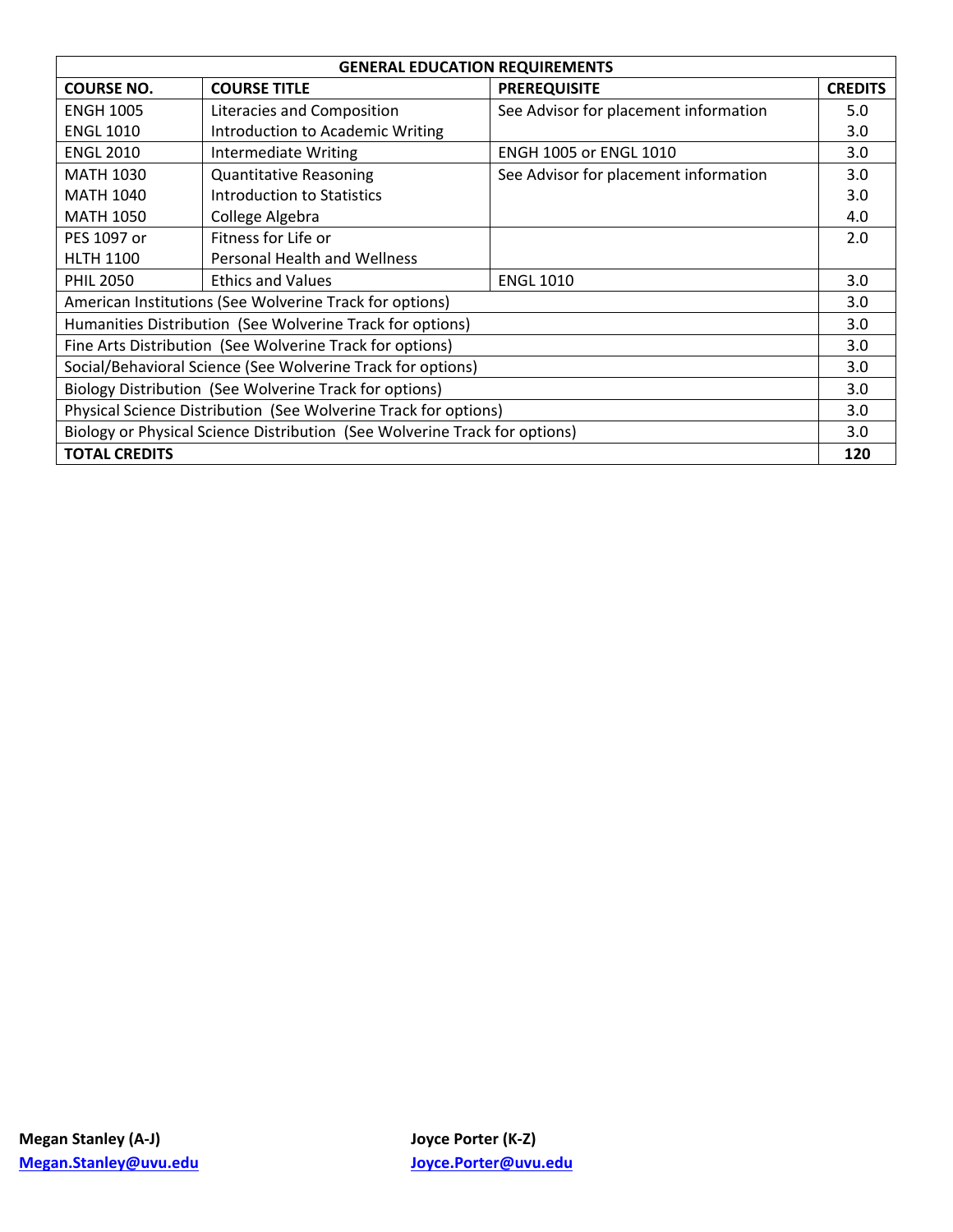| GENERAL EDUCATION REQUIREMENTS | | | |
|---|---|---|---|
| **COURSE NO.** | **COURSE TITLE** | **PREREQUISITE** | **CREDITS** |
| ENGH 1005<br>ENGL 1010 | Literacies and Composition<br>Introduction to Academic Writing | See Advisor for placement information | 5.0<br>3.0 |
| ENGL 2010 | Intermediate Writing | ENGH 1005 or ENGL 1010 | 3.0 |
| MATH 1030<br>MATH 1040<br>MATH 1050 | Quantitative Reasoning<br>Introduction to Statistics<br>College Algebra | See Advisor for placement information | 3.0<br>3.0<br>4.0 |
| PES 1097 or<br>HLTH 1100 | Fitness for Life or<br>Personal Health and Wellness | | 2.0 |
| PHIL 2050 | Ethics and Values | ENGL 1010 | 3.0 |
| American Institutions (See Wolverine Track for options) | | | 3.0 |
| Humanities Distribution (See Wolverine Track for options) | | | 3.0 |
| Fine Arts Distribution (See Wolverine Track for options) | | | 3.0 |
| Social/Behavioral Science (See Wolverine Track for options) | | | 3.0 |
| Biology Distribution (See Wolverine Track for options) | | | 3.0 |
| Physical Science Distribution (See Wolverine Track for options) | | | 3.0 |
| Biology or Physical Science Distribution (See Wolverine Track for options) | | | 3.0 |
| **TOTAL CREDITS** | | | **120** |

**Megan Stanley (A-J)**
**Megan.Stanley@uvu.edu**

**Joyce Porter (K-Z)**
**Joyce.Porter@uvu.edu**